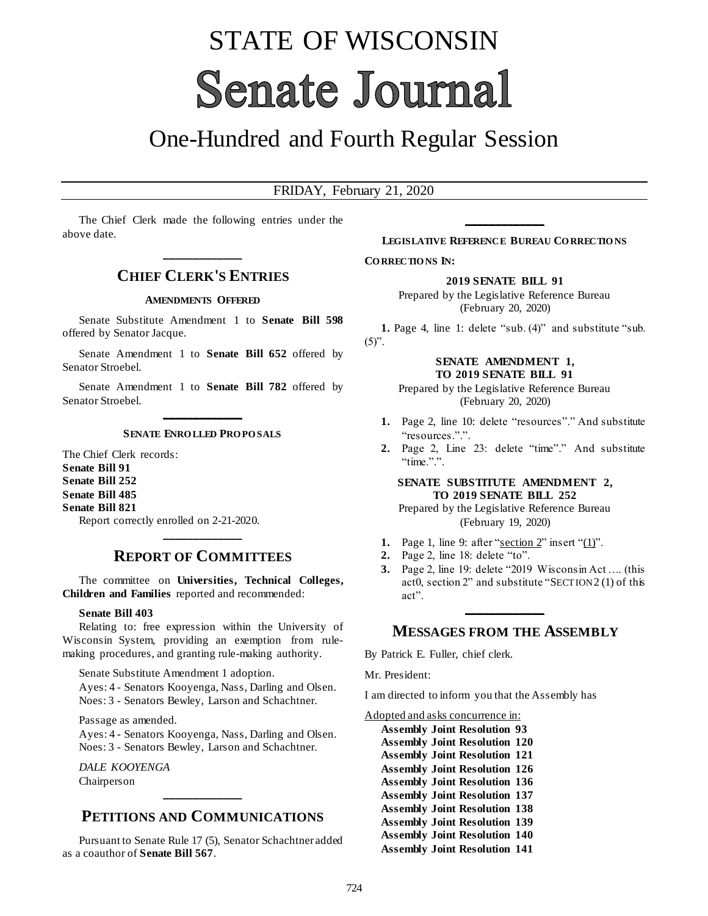# STATE OF WISCONSIN

# Senate Journal

## One-Hundred and Fourth Regular Session

FRIDAY, February 21, 2020

The Chief Clerk made the following entries under the above date.

## CHIEF CLERK'S ENTRIES

### AMENDMENTS OFFERED

Senate Substitute Amendment 1 to **Senate Bill 598** offered by Senator Jacque.

Senate Amendment 1 to **Senate Bill 652** offered by Senator Stroebel.

Senate Amendment 1 to **Senate Bill 782** offered by Senator Stroebel.

### SENATE ENROLLED PROPOSALS

The Chief Clerk records:
**Senate Bill 91**
**Senate Bill 252**
**Senate Bill 485**
**Senate Bill 821**
Report correctly enrolled on 2-21-2020.

## REPORT OF COMMITTEES

The committee on **Universities, Technical Colleges, Children and Families** reported and recommended:

**Senate Bill 403**
Relating to: free expression within the University of Wisconsin System, providing an exemption from rule-making procedures, and granting rule-making authority.

Senate Substitute Amendment 1 adoption.
Ayes: 4 - Senators Kooyenga, Nass, Darling and Olsen.
Noes: 3 - Senators Bewley, Larson and Schachtner.

Passage as amended.
Ayes: 4 - Senators Kooyenga, Nass, Darling and Olsen.
Noes: 3 - Senators Bewley, Larson and Schachtner.

*DALE KOOYENGA*
Chairperson

## PETITIONS AND COMMUNICATIONS

Pursuant to Senate Rule 17 (5), Senator Schachtner added as a coauthor of **Senate Bill 567**.

### LEGISLATIVE REFERENCE BUREAU CORRECTIONS

**CORRECTIONS IN:**

**2019 SENATE BILL 91**
Prepared by the Legislative Reference Bureau
(February 20, 2020)

**1.** Page 4, line 1: delete "sub. (4)" and substitute "sub. (5)".

**SENATE AMENDMENT 1, TO 2019 SENATE BILL 91**
Prepared by the Legislative Reference Bureau
(February 20, 2020)

1. Page 2, line 10: delete "resources"." And substitute "resources."."
2. Page 2, Line 23: delete "time"." And substitute "time."."

**SENATE SUBSTITUTE AMENDMENT 2, TO 2019 SENATE BILL 252**
Prepared by the Legislative Reference Bureau
(February 19, 2020)

1. Page 1, line 9: after "section 2" insert "(1)".
2. Page 2, line 18: delete "to".
3. Page 2, line 19: delete "2019 Wisconsin Act …. (this act0, section 2" and substitute "SECTION 2 (1) of this act".

## MESSAGES FROM THE ASSEMBLY

By Patrick E. Fuller, chief clerk.

Mr. President:

I am directed to inform you that the Assembly has

Adopted and asks concurrence in:
**Assembly Joint Resolution 93**
**Assembly Joint Resolution 120**
**Assembly Joint Resolution 121**
**Assembly Joint Resolution 126**
**Assembly Joint Resolution 136**
**Assembly Joint Resolution 137**
**Assembly Joint Resolution 138**
**Assembly Joint Resolution 139**
**Assembly Joint Resolution 140**
**Assembly Joint Resolution 141**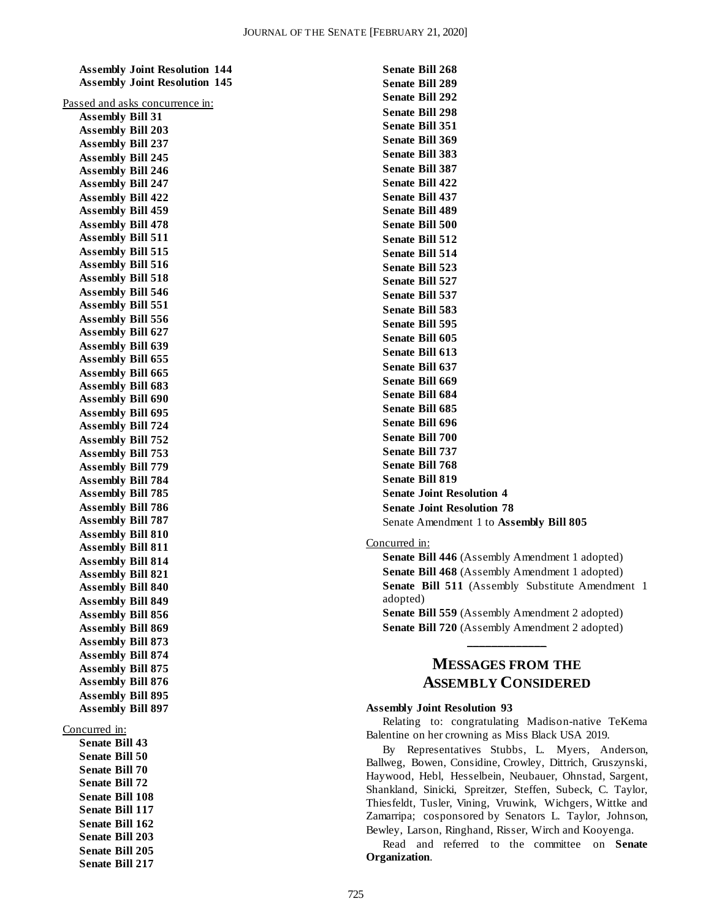**Assembly Joint Resolution 144**
**Assembly Joint Resolution 145**

Passed and asks concurrence in:

**Assembly Bill 31**
**Assembly Bill 203**
**Assembly Bill 237**
**Assembly Bill 245**
**Assembly Bill 246**
**Assembly Bill 247**
**Assembly Bill 422**
**Assembly Bill 459**
**Assembly Bill 478**
**Assembly Bill 511**
**Assembly Bill 515**
**Assembly Bill 516**
**Assembly Bill 518**
**Assembly Bill 546**
**Assembly Bill 551**
**Assembly Bill 556**
**Assembly Bill 627**
**Assembly Bill 639**
**Assembly Bill 655**
**Assembly Bill 665**
**Assembly Bill 683**
**Assembly Bill 690**
**Assembly Bill 695**
**Assembly Bill 724**
**Assembly Bill 752**
**Assembly Bill 753**
**Assembly Bill 779**
**Assembly Bill 784**
**Assembly Bill 785**
**Assembly Bill 786**
**Assembly Bill 787**
**Assembly Bill 810**
**Assembly Bill 811**
**Assembly Bill 814**
**Assembly Bill 821**
**Assembly Bill 840**
**Assembly Bill 849**
**Assembly Bill 856**
**Assembly Bill 869**
**Assembly Bill 873**
**Assembly Bill 874**
**Assembly Bill 875**
**Assembly Bill 876**
**Assembly Bill 895**
**Assembly Bill 897**

Concurred in:

**Senate Bill 43**
**Senate Bill 50**
**Senate Bill 70**
**Senate Bill 72**
**Senate Bill 108**
**Senate Bill 117**
**Senate Bill 162**
**Senate Bill 203**
**Senate Bill 205**
**Senate Bill 217**
**Senate Bill 268**
**Senate Bill 289**
**Senate Bill 292**
**Senate Bill 298**
**Senate Bill 351**
**Senate Bill 369**
**Senate Bill 383**
**Senate Bill 387**
**Senate Bill 422**
**Senate Bill 437**
**Senate Bill 489**
**Senate Bill 500**
**Senate Bill 512**
**Senate Bill 514**
**Senate Bill 523**
**Senate Bill 527**
**Senate Bill 537**
**Senate Bill 583**
**Senate Bill 595**
**Senate Bill 605**
**Senate Bill 613**
**Senate Bill 637**
**Senate Bill 669**
**Senate Bill 684**
**Senate Bill 685**
**Senate Bill 696**
**Senate Bill 700**
**Senate Bill 737**
**Senate Bill 768**
**Senate Bill 819**
**Senate Joint Resolution 4**
**Senate Joint Resolution 78**
Senate Amendment 1 to **Assembly Bill 805**

Concurred in:

**Senate Bill 446** (Assembly Amendment 1 adopted)
**Senate Bill 468** (Assembly Amendment 1 adopted)
**Senate Bill 511** (Assembly Substitute Amendment 1 adopted)
**Senate Bill 559** (Assembly Amendment 2 adopted)
**Senate Bill 720** (Assembly Amendment 2 adopted)

## MESSAGES FROM THE ASSEMBLY CONSIDERED

**Assembly Joint Resolution 93**

Relating to: congratulating Madison-native TeKema Balentine on her crowning as Miss Black USA 2019.

By Representatives Stubbs, L. Myers, Anderson, Ballweg, Bowen, Considine, Crowley, Dittrich, Gruszynski, Haywood, Hebl, Hesselbein, Neubauer, Ohnstad, Sargent, Shankland, Sinicki, Spreitzer, Steffen, Subeck, C. Taylor, Thiesfeldt, Tusler, Vining, Vruwink, Wichgers, Wittke and Zamarripa; cosponsored by Senators L. Taylor, Johnson, Bewley, Larson, Ringhand, Risser, Wirch and Kooyenga.

Read and referred to the committee on **Senate Organization**.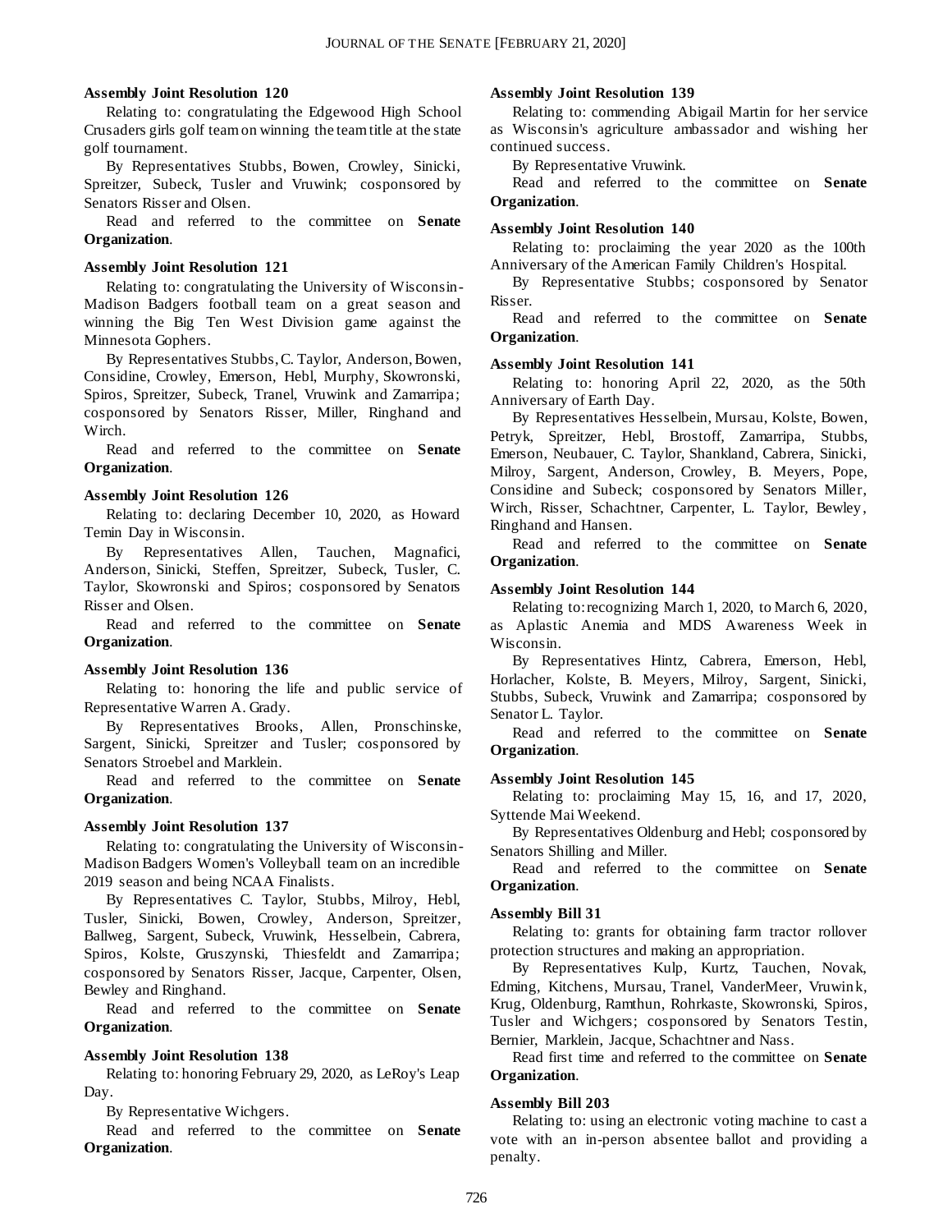**Assembly Joint Resolution 120**

Relating to: congratulating the Edgewood High School Crusaders girls golf team on winning the team title at the state golf tournament.

By Representatives Stubbs, Bowen, Crowley, Sinicki, Spreitzer, Subeck, Tusler and Vruwink; cosponsored by Senators Risser and Olsen.

Read and referred to the committee on **Senate Organization**.

**Assembly Joint Resolution 121**

Relating to: congratulating the University of Wisconsin-Madison Badgers football team on a great season and winning the Big Ten West Division game against the Minnesota Gophers.

By Representatives Stubbs, C. Taylor, Anderson, Bowen, Considine, Crowley, Emerson, Hebl, Murphy, Skowronski, Spiros, Spreitzer, Subeck, Tranel, Vruwink and Zamarripa; cosponsored by Senators Risser, Miller, Ringhand and Wirch.

Read and referred to the committee on **Senate Organization**.

**Assembly Joint Resolution 126**

Relating to: declaring December 10, 2020, as Howard Temin Day in Wisconsin.

By Representatives Allen, Tauchen, Magnafici, Anderson, Sinicki, Steffen, Spreitzer, Subeck, Tusler, C. Taylor, Skowronski and Spiros; cosponsored by Senators Risser and Olsen.

Read and referred to the committee on **Senate Organization**.

**Assembly Joint Resolution 136**

Relating to: honoring the life and public service of Representative Warren A. Grady.

By Representatives Brooks, Allen, Pronschinske, Sargent, Sinicki, Spreitzer and Tusler; cosponsored by Senators Stroebel and Marklein.

Read and referred to the committee on **Senate Organization**.

**Assembly Joint Resolution 137**

Relating to: congratulating the University of Wisconsin-Madison Badgers Women's Volleyball team on an incredible 2019 season and being NCAA Finalists.

By Representatives C. Taylor, Stubbs, Milroy, Hebl, Tusler, Sinicki, Bowen, Crowley, Anderson, Spreitzer, Ballweg, Sargent, Subeck, Vruwink, Hesselbein, Cabrera, Spiros, Kolste, Gruszynski, Thiesfeldt and Zamarripa; cosponsored by Senators Risser, Jacque, Carpenter, Olsen, Bewley and Ringhand.

Read and referred to the committee on **Senate Organization**.

**Assembly Joint Resolution 138**

Relating to: honoring February 29, 2020, as LeRoy's Leap Day.

By Representative Wichgers.

Read and referred to the committee on **Senate Organization**.

**Assembly Joint Resolution 139**

Relating to: commending Abigail Martin for her service as Wisconsin's agriculture ambassador and wishing her continued success.

By Representative Vruwink.

Read and referred to the committee on **Senate Organization**.

**Assembly Joint Resolution 140**

Relating to: proclaiming the year 2020 as the 100th Anniversary of the American Family Children's Hospital.

By Representative Stubbs; cosponsored by Senator Risser.

Read and referred to the committee on **Senate Organization**.

**Assembly Joint Resolution 141**

Relating to: honoring April 22, 2020, as the 50th Anniversary of Earth Day.

By Representatives Hesselbein, Mursau, Kolste, Bowen, Petryk, Spreitzer, Hebl, Brostoff, Zamarripa, Stubbs, Emerson, Neubauer, C. Taylor, Shankland, Cabrera, Sinicki, Milroy, Sargent, Anderson, Crowley, B. Meyers, Pope, Considine and Subeck; cosponsored by Senators Miller, Wirch, Risser, Schachtner, Carpenter, L. Taylor, Bewley, Ringhand and Hansen.

Read and referred to the committee on **Senate Organization**.

**Assembly Joint Resolution 144**

Relating to: recognizing March 1, 2020, to March 6, 2020, as Aplastic Anemia and MDS Awareness Week in Wisconsin.

By Representatives Hintz, Cabrera, Emerson, Hebl, Horlacher, Kolste, B. Meyers, Milroy, Sargent, Sinicki, Stubbs, Subeck, Vruwink and Zamarripa; cosponsored by Senator L. Taylor.

Read and referred to the committee on **Senate Organization**.

**Assembly Joint Resolution 145**

Relating to: proclaiming May 15, 16, and 17, 2020, Syttende Mai Weekend.

By Representatives Oldenburg and Hebl; cosponsored by Senators Shilling and Miller.

Read and referred to the committee on **Senate Organization**.

**Assembly Bill 31**

Relating to: grants for obtaining farm tractor rollover protection structures and making an appropriation.

By Representatives Kulp, Kurtz, Tauchen, Novak, Edming, Kitchens, Mursau, Tranel, VanderMeer, Vruwink, Krug, Oldenburg, Ramthun, Rohrkaste, Skowronski, Spiros, Tusler and Wichgers; cosponsored by Senators Testin, Bernier, Marklein, Jacque, Schachtner and Nass.

Read first time and referred to the committee on **Senate Organization**.

**Assembly Bill 203**

Relating to: using an electronic voting machine to cast a vote with an in-person absentee ballot and providing a penalty.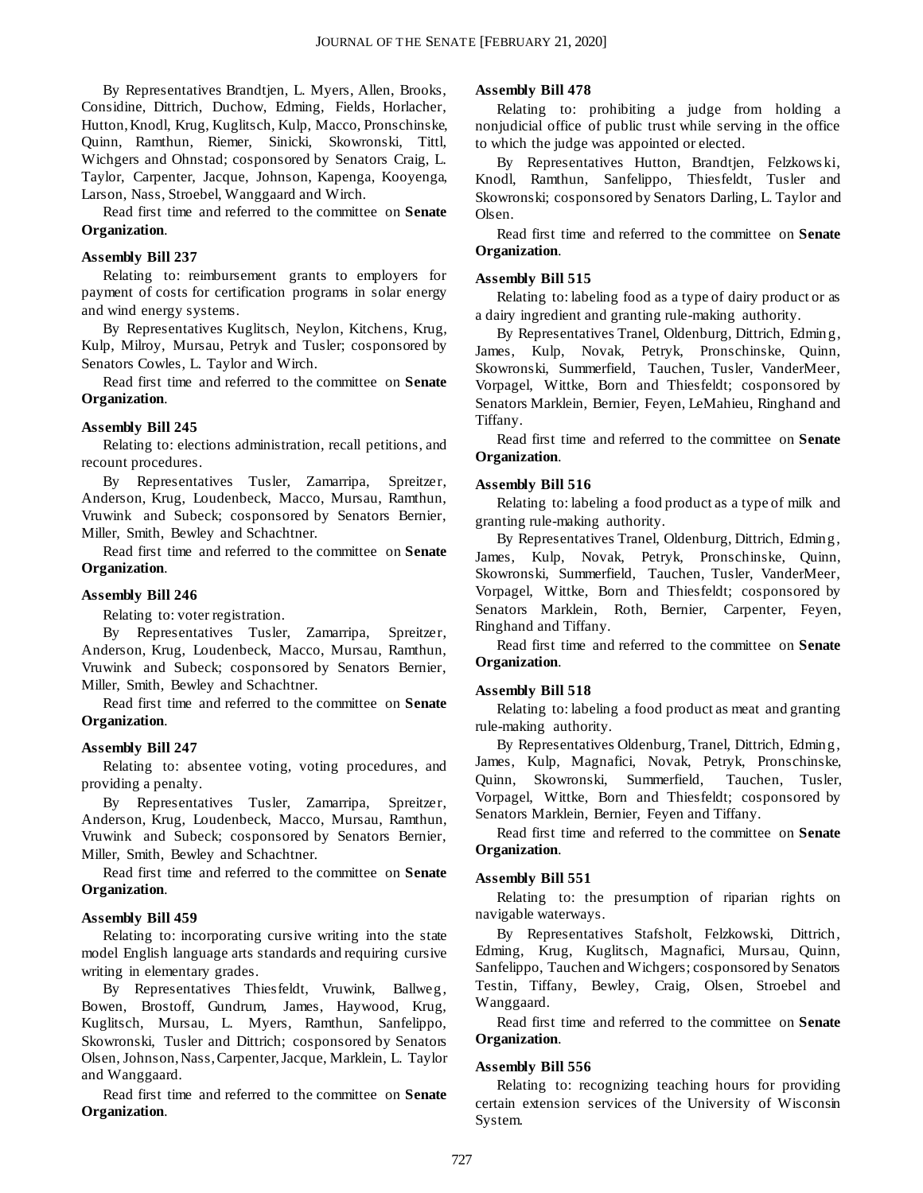By Representatives Brandtjen, L. Myers, Allen, Brooks, Considine, Dittrich, Duchow, Edming, Fields, Horlacher, Hutton, Knodl, Krug, Kuglitsch, Kulp, Macco, Pronschinske, Quinn, Ramthun, Riemer, Sinicki, Skowronski, Tittl, Wichgers and Ohnstad; cosponsored by Senators Craig, L. Taylor, Carpenter, Jacque, Johnson, Kapenga, Kooyenga, Larson, Nass, Stroebel, Wanggaard and Wirch.

Read first time and referred to the committee on **Senate Organization**.

**Assembly Bill 237**

Relating to: reimbursement grants to employers for payment of costs for certification programs in solar energy and wind energy systems.

By Representatives Kuglitsch, Neylon, Kitchens, Krug, Kulp, Milroy, Mursau, Petryk and Tusler; cosponsored by Senators Cowles, L. Taylor and Wirch.

Read first time and referred to the committee on **Senate Organization**.

**Assembly Bill 245**

Relating to: elections administration, recall petitions, and recount procedures.

By Representatives Tusler, Zamarripa, Spreitzer, Anderson, Krug, Loudenbeck, Macco, Mursau, Ramthun, Vruwink and Subeck; cosponsored by Senators Bernier, Miller, Smith, Bewley and Schachtner.

Read first time and referred to the committee on **Senate Organization**.

**Assembly Bill 246**

Relating to: voter registration.

By Representatives Tusler, Zamarripa, Spreitzer, Anderson, Krug, Loudenbeck, Macco, Mursau, Ramthun, Vruwink and Subeck; cosponsored by Senators Bernier, Miller, Smith, Bewley and Schachtner.

Read first time and referred to the committee on **Senate Organization**.

**Assembly Bill 247**

Relating to: absentee voting, voting procedures, and providing a penalty.

By Representatives Tusler, Zamarripa, Spreitzer, Anderson, Krug, Loudenbeck, Macco, Mursau, Ramthun, Vruwink and Subeck; cosponsored by Senators Bernier, Miller, Smith, Bewley and Schachtner.

Read first time and referred to the committee on **Senate Organization**.

**Assembly Bill 459**

Relating to: incorporating cursive writing into the state model English language arts standards and requiring cursive writing in elementary grades.

By Representatives Thiesfeldt, Vruwink, Ballweg, Bowen, Brostoff, Gundrum, James, Haywood, Krug, Kuglitsch, Mursau, L. Myers, Ramthun, Sanfelippo, Skowronski, Tusler and Dittrich; cosponsored by Senators Olsen, Johnson, Nass, Carpenter, Jacque, Marklein, L. Taylor and Wanggaard.

Read first time and referred to the committee on **Senate Organization**.

**Assembly Bill 478**

Relating to: prohibiting a judge from holding a nonjudicial office of public trust while serving in the office to which the judge was appointed or elected.

By Representatives Hutton, Brandtjen, Felzkowski, Knodl, Ramthun, Sanfelippo, Thiesfeldt, Tusler and Skowronski; cosponsored by Senators Darling, L. Taylor and Olsen.

Read first time and referred to the committee on **Senate Organization**.

**Assembly Bill 515**

Relating to: labeling food as a type of dairy product or as a dairy ingredient and granting rule-making authority.

By Representatives Tranel, Oldenburg, Dittrich, Edming, James, Kulp, Novak, Petryk, Pronschinske, Quinn, Skowronski, Summerfield, Tauchen, Tusler, VanderMeer, Vorpagel, Wittke, Born and Thiesfeldt; cosponsored by Senators Marklein, Bernier, Feyen, LeMahieu, Ringhand and Tiffany.

Read first time and referred to the committee on **Senate Organization**.

**Assembly Bill 516**

Relating to: labeling a food product as a type of milk and granting rule-making authority.

By Representatives Tranel, Oldenburg, Dittrich, Edming, James, Kulp, Novak, Petryk, Pronschinske, Quinn, Skowronski, Summerfield, Tauchen, Tusler, VanderMeer, Vorpagel, Wittke, Born and Thiesfeldt; cosponsored by Senators Marklein, Roth, Bernier, Carpenter, Feyen, Ringhand and Tiffany.

Read first time and referred to the committee on **Senate Organization**.

**Assembly Bill 518**

Relating to: labeling a food product as meat and granting rule-making authority.

By Representatives Oldenburg, Tranel, Dittrich, Edming, James, Kulp, Magnafici, Novak, Petryk, Pronschinske, Quinn, Skowronski, Summerfield, Tauchen, Tusler, Vorpagel, Wittke, Born and Thiesfeldt; cosponsored by Senators Marklein, Bernier, Feyen and Tiffany.

Read first time and referred to the committee on **Senate Organization**.

**Assembly Bill 551**

Relating to: the presumption of riparian rights on navigable waterways.

By Representatives Stafsholt, Felzkowski, Dittrich, Edming, Krug, Kuglitsch, Magnafici, Mursau, Quinn, Sanfelippo, Tauchen and Wichgers; cosponsored by Senators Testin, Tiffany, Bewley, Craig, Olsen, Stroebel and Wanggaard.

Read first time and referred to the committee on **Senate Organization**.

**Assembly Bill 556**

Relating to: recognizing teaching hours for providing certain extension services of the University of Wisconsin System.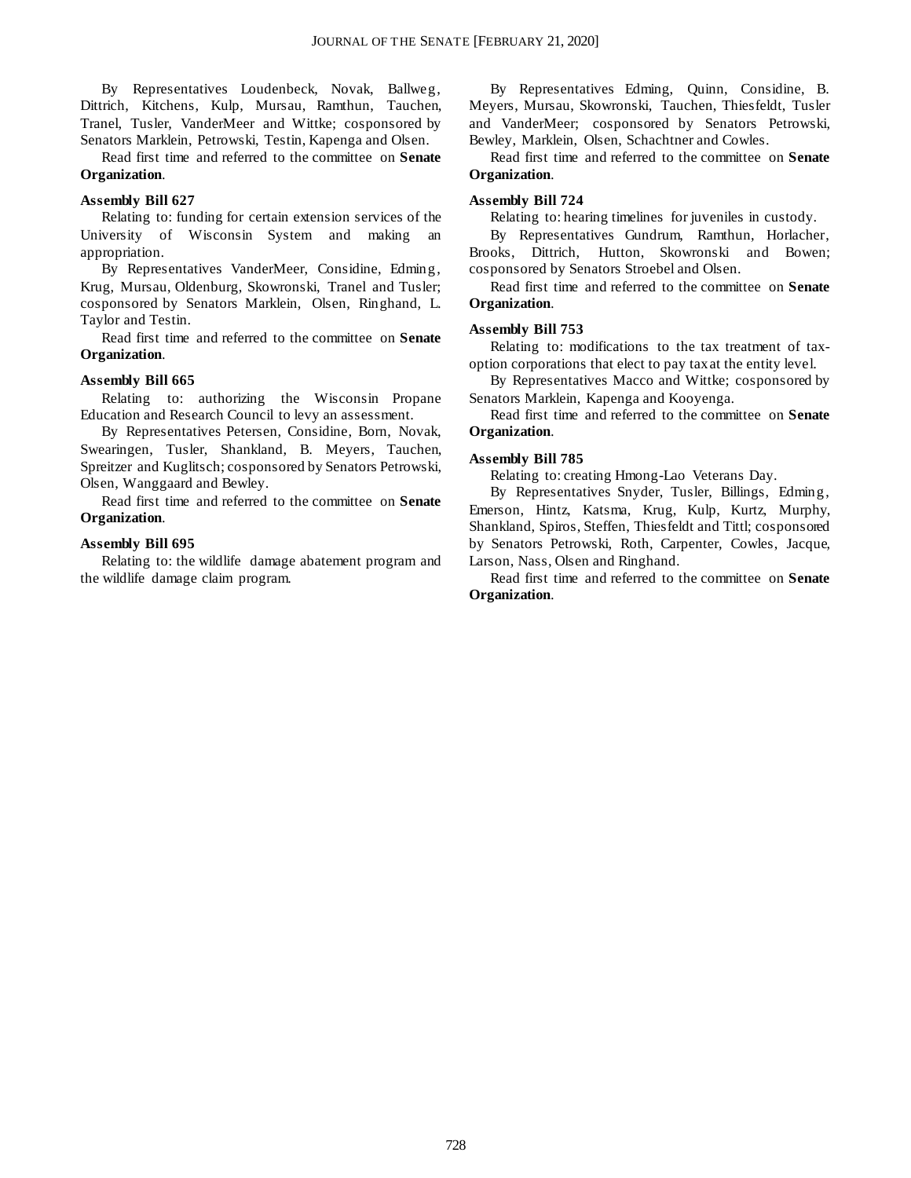By Representatives Loudenbeck, Novak, Ballweg, Dittrich, Kitchens, Kulp, Mursau, Ramthun, Tauchen, Tranel, Tusler, VanderMeer and Wittke; cosponsored by Senators Marklein, Petrowski, Testin, Kapenga and Olsen.

Read first time and referred to the committee on **Senate Organization**.

**Assembly Bill 627**

Relating to: funding for certain extension services of the University of Wisconsin System and making an appropriation.

By Representatives VanderMeer, Considine, Edming, Krug, Mursau, Oldenburg, Skowronski, Tranel and Tusler; cosponsored by Senators Marklein, Olsen, Ringhand, L. Taylor and Testin.

Read first time and referred to the committee on **Senate Organization**.

**Assembly Bill 665**

Relating to: authorizing the Wisconsin Propane Education and Research Council to levy an assessment.

By Representatives Petersen, Considine, Born, Novak, Swearingen, Tusler, Shankland, B. Meyers, Tauchen, Spreitzer and Kuglitsch; cosponsored by Senators Petrowski, Olsen, Wanggaard and Bewley.

Read first time and referred to the committee on **Senate Organization**.

**Assembly Bill 695**

Relating to: the wildlife damage abatement program and the wildlife damage claim program.

By Representatives Edming, Quinn, Considine, B. Meyers, Mursau, Skowronski, Tauchen, Thiesfeldt, Tusler and VanderMeer; cosponsored by Senators Petrowski, Bewley, Marklein, Olsen, Schachtner and Cowles.

Read first time and referred to the committee on **Senate Organization**.

**Assembly Bill 724**

Relating to: hearing timelines for juveniles in custody.

By Representatives Gundrum, Ramthun, Horlacher, Brooks, Dittrich, Hutton, Skowronski and Bowen; cosponsored by Senators Stroebel and Olsen.

Read first time and referred to the committee on **Senate Organization**.

**Assembly Bill 753**

Relating to: modifications to the tax treatment of tax-option corporations that elect to pay tax at the entity level.

By Representatives Macco and Wittke; cosponsored by Senators Marklein, Kapenga and Kooyenga.

Read first time and referred to the committee on **Senate Organization**.

**Assembly Bill 785**

Relating to: creating Hmong-Lao Veterans Day.

By Representatives Snyder, Tusler, Billings, Edming, Emerson, Hintz, Katsma, Krug, Kulp, Kurtz, Murphy, Shankland, Spiros, Steffen, Thiesfeldt and Tittl; cosponsored by Senators Petrowski, Roth, Carpenter, Cowles, Jacque, Larson, Nass, Olsen and Ringhand.

Read first time and referred to the committee on **Senate Organization**.